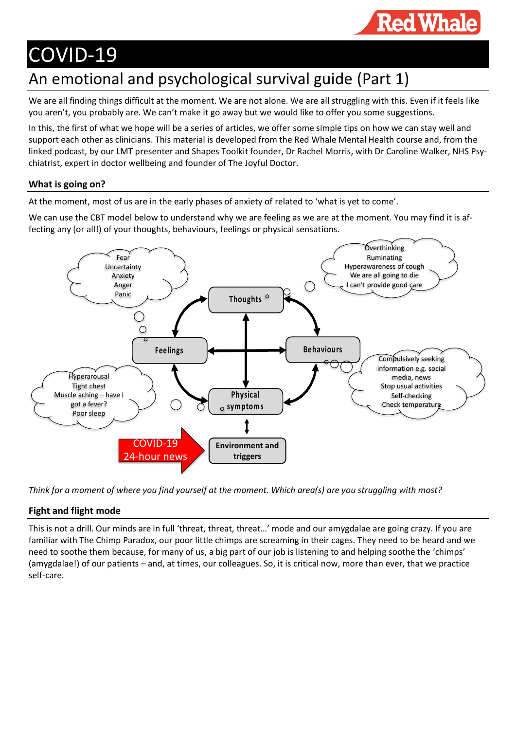# COVID-19

## An emotional and psychological survival guide (Part 1)

We are all finding things difficult at the moment. We are not alone. We are all struggling with this. Even if it feels like you aren't, you probably are. We can't make it go away but we would like to offer you some suggestions.

In this, the first of what we hope will be a series of articles, we offer some simple tips on how we can stay well and support each other as clinicians. This material is developed from the Red Whale Mental Health course and, from the linked podcast, by our LMT presenter and Shapes Toolkit founder, Dr Rachel Morris, with Dr Caroline Walker, NHS Psychiatrist, expert in doctor wellbeing and founder of The Joyful Doctor.

### What is going on?

At the moment, most of us are in the early phases of anxiety of related to 'what is yet to come'.

We can use the CBT model below to understand why we are feeling as we are at the moment. You may find it is affecting any (or all!) of your thoughts, behaviours, feelings or physical sensations.

Fear
Uncertainty
Anxiety
Anger
Panic

Overthinking
Ruminating
Hyperawareness of cough
We are all going to die
I can't provide good care

Thoughts

Feelings

Behaviours

Compulsively seeking information e.g. social media, news
Stop usual activities
Self-checking
Check temperature

Hyperarousal
Tight chest
Muscle aching – have I got a fever?
Poor sleep

Physical symptoms

COVID-19
24-hour news

Environment and triggers

*Think for a moment of where you find yourself at the moment. Which area(s) are you struggling with most?*

### Fight and flight mode

This is not a drill. Our minds are in full 'threat, threat, threat…' mode and our amygdalae are going crazy. If you are familiar with The Chimp Paradox, our poor little chimps are screaming in their cages. They need to be heard and we need to soothe them because, for many of us, a big part of our job is listening to and helping soothe the 'chimps' (amygdalae!) of our patients – and, at times, our colleagues. So, it is critical now, more than ever, that we practice self-care.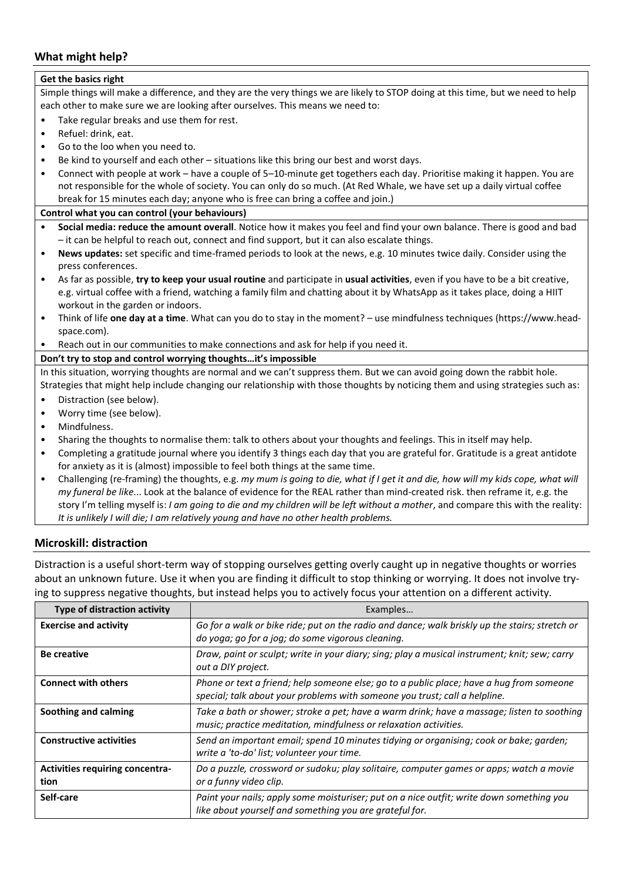## What might help?

**Get the basics right**

Simple things will make a difference, and they are the very things we are likely to STOP doing at this time, but we need to help each other to make sure we are looking after ourselves. This means we need to:

- Take regular breaks and use them for rest.
- Refuel: drink, eat.
- Go to the loo when you need to.
- Be kind to yourself and each other – situations like this bring our best and worst days.
- Connect with people at work – have a couple of 5–10-minute get togethers each day. Prioritise making it happen. You are not responsible for the whole of society. You can only do so much. (At Red Whale, we have set up a daily virtual coffee break for 15 minutes each day; anyone who is free can bring a coffee and join.)

**Control what you can control (your behaviours)**

- **Social media: reduce the amount overall**. Notice how it makes you feel and find your own balance. There is good and bad – it can be helpful to reach out, connect and find support, but it can also escalate things.
- **News updates:** set specific and time-framed periods to look at the news, e.g. 10 minutes twice daily. Consider using the press conferences.
- As far as possible, **try to keep your usual routine** and participate in **usual activities**, even if you have to be a bit creative, e.g. virtual coffee with a friend, watching a family film and chatting about it by WhatsApp as it takes place, doing a HIIT workout in the garden or indoors.
- Think of life **one day at a time**. What can you do to stay in the moment? – use mindfulness techniques (https://www.head-space.com).
- Reach out in our communities to make connections and ask for help if you need it.

**Don't try to stop and control worrying thoughts…it's impossible**

In this situation, worrying thoughts are normal and we can't suppress them. But we can avoid going down the rabbit hole. Strategies that might help include changing our relationship with those thoughts by noticing them and using strategies such as:

- Distraction (see below).
- Worry time (see below).
- Mindfulness.
- Sharing the thoughts to normalise them: talk to others about your thoughts and feelings. This in itself may help.
- Completing a gratitude journal where you identify 3 things each day that you are grateful for. Gratitude is a great antidote for anxiety as it is (almost) impossible to feel both things at the same time.
- Challenging (re-framing) the thoughts, e.g. *my mum is going to die, what if I get it and die, how will my kids cope, what will my funeral be like*... Look at the balance of evidence for the REAL rather than mind-created risk. then reframe it, e.g. the story I'm telling myself is: *I am going to die and my children will be left without a mother*, and compare this with the reality: *It is unlikely I will die; I am relatively young and have no other health problems.*

## Microskill: distraction

Distraction is a useful short-term way of stopping ourselves getting overly caught up in negative thoughts or worries about an unknown future. Use it when you are finding it difficult to stop thinking or worrying. It does not involve trying to suppress negative thoughts, but instead helps you to actively focus your attention on a different activity.

| Type of distraction activity | Examples… |
|---|---|
| **Exercise and activity** | *Go for a walk or bike ride; put on the radio and dance; walk briskly up the stairs; stretch or do yoga; go for a jog; do some vigorous cleaning.* |
| **Be creative** | *Draw, paint or sculpt; write in your diary; sing; play a musical instrument; knit; sew; carry out a DIY project.* |
| **Connect with others** | *Phone or text a friend; help someone else; go to a public place; have a hug from someone special; talk about your problems with someone you trust; call a helpline.* |
| **Soothing and calming** | *Take a bath or shower; stroke a pet; have a warm drink; have a massage; listen to soothing music; practice meditation, mindfulness or relaxation activities.* |
| **Constructive activities** | *Send an important email; spend 10 minutes tidying or organising; cook or bake; garden; write a 'to-do' list; volunteer your time.* |
| **Activities requiring concentration** | *Do a puzzle, crossword or sudoku; play solitaire, computer games or apps; watch a movie or a funny video clip.* |
| **Self-care** | *Paint your nails; apply some moisturiser; put on a nice outfit; write down something you like about yourself and something you are grateful for.* |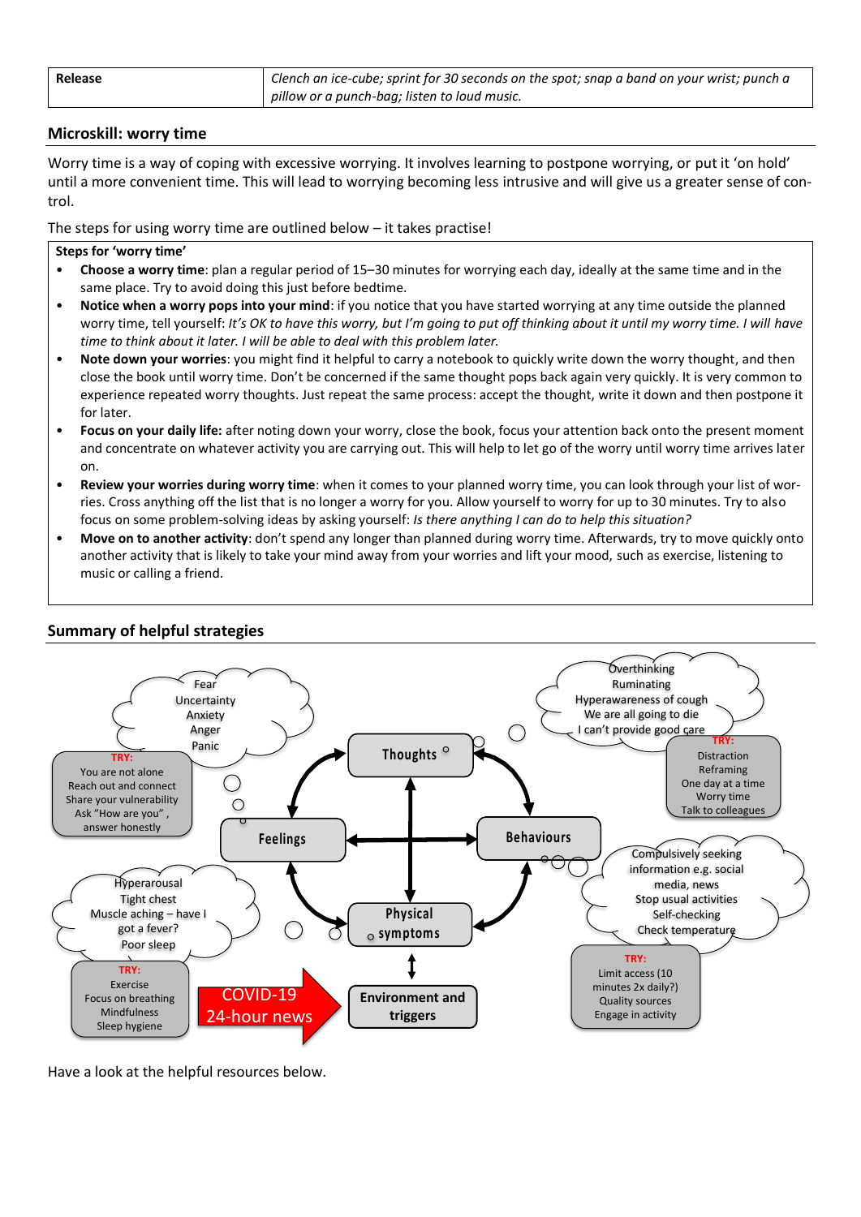| Release | *Clench an ice-cube; sprint for 30 seconds on the spot; snap a band on your wrist; punch a pillow or a punch-bag; listen to loud music.* |
|---|---|

## Microskill: worry time

Worry time is a way of coping with excessive worrying. It involves learning to postpone worrying, or put it 'on hold' until a more convenient time. This will lead to worrying becoming less intrusive and will give us a greater sense of control.

The steps for using worry time are outlined below – it takes practise!

**Steps for 'worry time'**

- **Choose a worry time**: plan a regular period of 15–30 minutes for worrying each day, ideally at the same time and in the same place. Try to avoid doing this just before bedtime.
- **Notice when a worry pops into your mind**: if you notice that you have started worrying at any time outside the planned worry time, tell yourself: *It's OK to have this worry, but I'm going to put off thinking about it until my worry time. I will have time to think about it later. I will be able to deal with this problem later.*
- **Note down your worries**: you might find it helpful to carry a notebook to quickly write down the worry thought, and then close the book until worry time. Don't be concerned if the same thought pops back again very quickly. It is very common to experience repeated worry thoughts. Just repeat the same process: accept the thought, write it down and then postpone it for later.
- **Focus on your daily life:** after noting down your worry, close the book, focus your attention back onto the present moment and concentrate on whatever activity you are carrying out. This will help to let go of the worry until worry time arrives later on.
- **Review your worries during worry time**: when it comes to your planned worry time, you can look through your list of worries. Cross anything off the list that is no longer a worry for you. Allow yourself to worry for up to 30 minutes. Try to also focus on some problem-solving ideas by asking yourself: *Is there anything I can do to help this situation?*
- **Move on to another activity**: don't spend any longer than planned during worry time. Afterwards, try to move quickly onto another activity that is likely to take your mind away from your worries and lift your mood, such as exercise, listening to music or calling a friend.

## Summary of helpful strategies

**Feelings**: Fear, Uncertainty, Anxiety, Anger, Panic
TRY: You are not alone; Reach out and connect; Share your vulnerability; Ask "How are you", answer honestly

**Thoughts**: Overthinking, Ruminating, Hyperawareness of cough, We are all going to die, I can't provide good care
TRY: Distraction; Reframing; One day at a time; Worry time; Talk to colleagues

**Physical symptoms**: Hyperarousal, Tight chest, Muscle aching – have I got a fever?, Poor sleep
TRY: Exercise; Focus on breathing; Mindfulness; Sleep hygiene

**Behaviours**: Compulsively seeking information e.g. social media, news; Stop usual activities; Self-checking; Check temperature
TRY: Limit access (10 minutes 2x daily?); Quality sources; Engage in activity

**Environment and triggers**: COVID-19, 24-hour news

Have a look at the helpful resources below.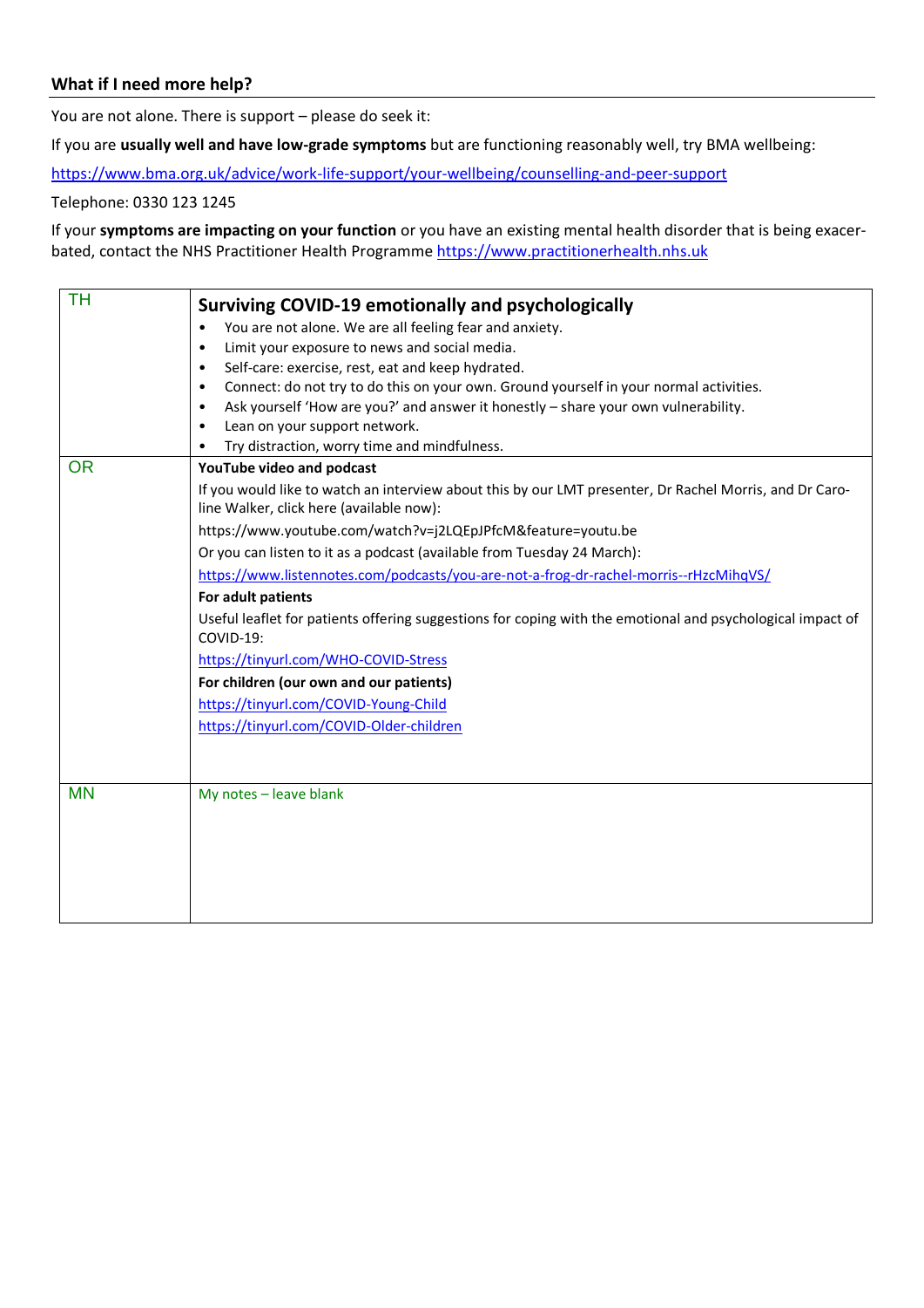## What if I need more help?

You are not alone. There is support – please do seek it:

If you are **usually well and have low-grade symptoms** but are functioning reasonably well, try BMA wellbeing:

https://www.bma.org.uk/advice/work-life-support/your-wellbeing/counselling-and-peer-support

Telephone: 0330 123 1245

If your **symptoms are impacting on your function** or you have an existing mental health disorder that is being exacerbated, contact the NHS Practitioner Health Programme https://www.practitionerhealth.nhs.uk

| | |
|---|---|
| TH | **Surviving COVID-19 emotionally and psychologically**<br>• You are not alone. We are all feeling fear and anxiety.<br>• Limit your exposure to news and social media.<br>• Self-care: exercise, rest, eat and keep hydrated.<br>• Connect: do not try to do this on your own. Ground yourself in your normal activities.<br>• Ask yourself 'How are you?' and answer it honestly – share your own vulnerability.<br>• Lean on your support network.<br>• Try distraction, worry time and mindfulness. |
| OR | **YouTube video and podcast**<br>If you would like to watch an interview about this by our LMT presenter, Dr Rachel Morris, and Dr Caroline Walker, click here (available now):<br>https://www.youtube.com/watch?v=j2LQEpJPfcM&feature=youtu.be<br>Or you can listen to it as a podcast (available from Tuesday 24 March):<br>https://www.listennotes.com/podcasts/you-are-not-a-frog-dr-rachel-morris--rHzcMihqVS/<br>**For adult patients**<br>Useful leaflet for patients offering suggestions for coping with the emotional and psychological impact of COVID-19:<br>https://tinyurl.com/WHO-COVID-Stress<br>**For children (our own and our patients)**<br>https://tinyurl.com/COVID-Young-Child<br>https://tinyurl.com/COVID-Older-children |
| MN | My notes – leave blank |